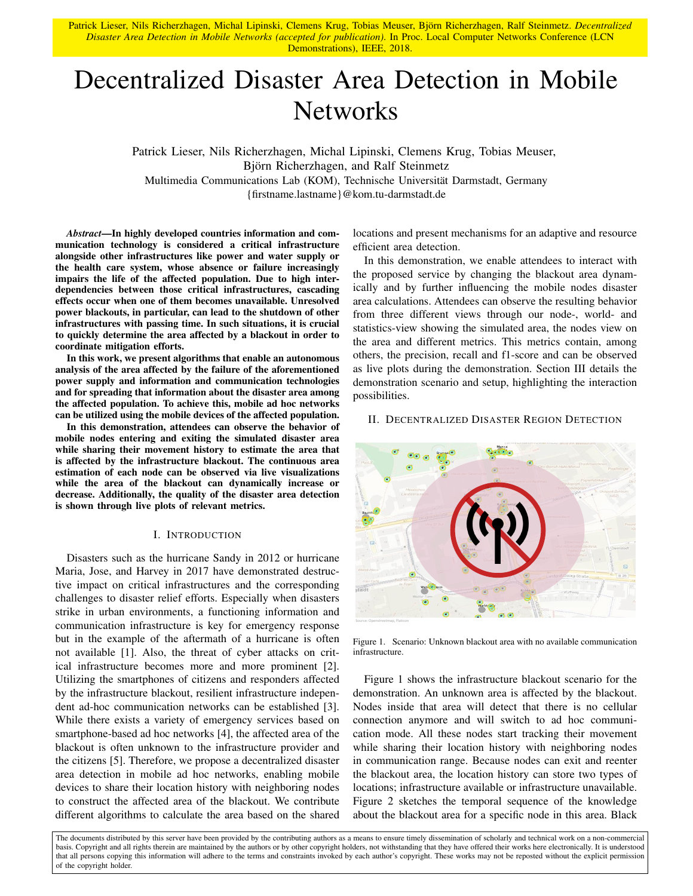Patrick Lieser, Nils Richerzhagen, Michal Lipinski, Clemens Krug, Tobias Meuser, Björn Richerzhagen, Ralf Steinmetz. *Decentralized Disaster Area Detection in Mobile Networks (accepted for publication).* In Proc. Local Computer Networks Conference (LCN Demonstrations), IEEE, 2018.

# Decentralized Disaster Area Detection in Mobile Networks

Patrick Lieser, Nils Richerzhagen, Michal Lipinski, Clemens Krug, Tobias Meuser, Björn Richerzhagen, and Ralf Steinmetz
Multimedia Communications Lab (KOM), Technische Universität Darmstadt, Germany
{firstname.lastname}@kom.tu-darmstadt.de

***Abstract*—In highly developed countries information and communication technology is considered a critical infrastructure alongside other infrastructures like power and water supply or the health care system, whose absence or failure increasingly impairs the life of the affected population. Due to high interdependencies between those critical infrastructures, cascading effects occur when one of them becomes unavailable. Unresolved power blackouts, in particular, can lead to the shutdown of other infrastructures with passing time. In such situations, it is crucial to quickly determine the area affected by a blackout in order to coordinate mitigation efforts.**

**In this work, we present algorithms that enable an autonomous analysis of the area affected by the failure of the aforementioned power supply and information and communication technologies and for spreading that information about the disaster area among the affected population. To achieve this, mobile ad hoc networks can be utilized using the mobile devices of the affected population.**

**In this demonstration, attendees can observe the behavior of mobile nodes entering and exiting the simulated disaster area while sharing their movement history to estimate the area that is affected by the infrastructure blackout. The continuous area estimation of each node can be observed via live visualizations while the area of the blackout can dynamically increase or decrease. Additionally, the quality of the disaster area detection is shown through live plots of relevant metrics.**

## I. Introduction

Disasters such as the hurricane Sandy in 2012 or hurricane Maria, Jose, and Harvey in 2017 have demonstrated destructive impact on critical infrastructures and the corresponding challenges to disaster relief efforts. Especially when disasters strike in urban environments, a functioning information and communication infrastructure is key for emergency response but in the example of the aftermath of a hurricane is often not available [1]. Also, the threat of cyber attacks on critical infrastructure becomes more and more prominent [2]. Utilizing the smartphones of citizens and responders affected by the infrastructure blackout, resilient infrastructure independent ad-hoc communication networks can be established [3]. While there exists a variety of emergency services based on smartphone-based ad hoc networks [4], the affected area of the blackout is often unknown to the infrastructure provider and the citizens [5]. Therefore, we propose a decentralized disaster area detection in mobile ad hoc networks, enabling mobile devices to share their location history with neighboring nodes to construct the affected area of the blackout. We contribute different algorithms to calculate the area based on the shared locations and present mechanisms for an adaptive and resource efficient area detection.

In this demonstration, we enable attendees to interact with the proposed service by changing the blackout area dynamically and by further influencing the mobile nodes disaster area calculations. Attendees can observe the resulting behavior from three different views through our node-, world- and statistics-view showing the simulated area, the nodes view on the area and different metrics. This metrics contain, among others, the precision, recall and f1-score and can be observed as live plots during the demonstration. Section III details the demonstration scenario and setup, highlighting the interaction possibilities.

## II. Decentralized Disaster Region Detection

Figure 1. Scenario: Unknown blackout area with no available communication infrastructure.

Figure 1 shows the infrastructure blackout scenario for the demonstration. An unknown area is affected by the blackout. Nodes inside that area will detect that there is no cellular connection anymore and will switch to ad hoc communication mode. All these nodes start tracking their movement while sharing their location history with neighboring nodes in communication range. Because nodes can exit and reenter the blackout area, the location history can store two types of locations; infrastructure available or infrastructure unavailable. Figure 2 sketches the temporal sequence of the knowledge about the blackout area for a specific node in this area. Black

The documents distributed by this server have been provided by the contributing authors as a means to ensure timely dissemination of scholarly and technical work on a non-commercial basis. Copyright and all rights therein are maintained by the authors or by other copyright holders, not withstanding that they have offered their works here electronically. It is understood that all persons copying this information will adhere to the terms and constraints invoked by each author's copyright. These works may not be reposted without the explicit permission of the copyright holder.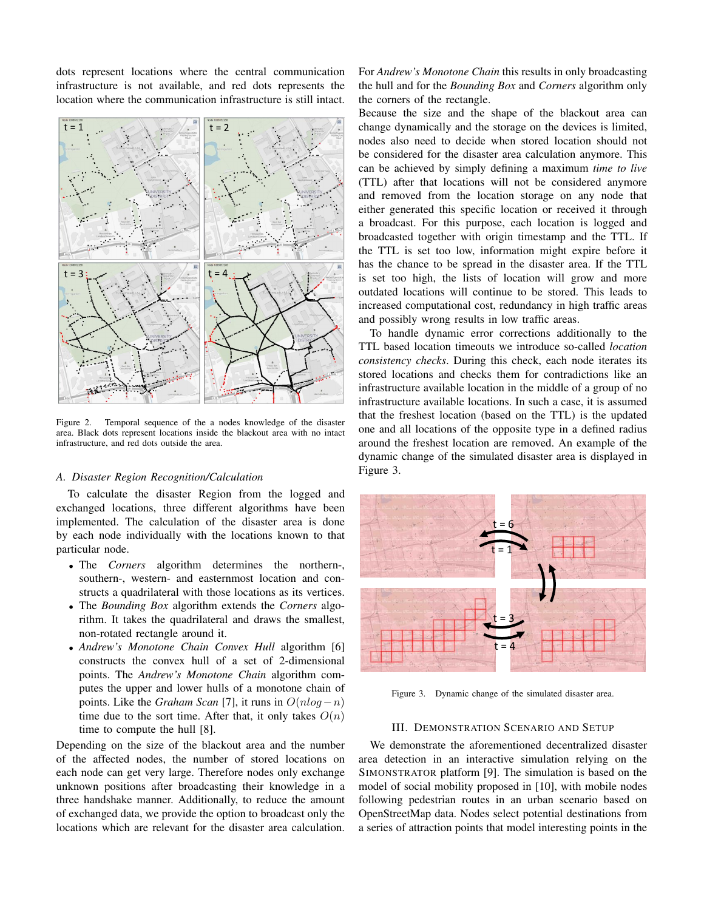dots represent locations where the central communication infrastructure is not available, and red dots represents the location where the communication infrastructure is still intact.

Figure 2. Temporal sequence of the a nodes knowledge of the disaster area. Black dots represent locations inside the blackout area with no intact infrastructure, and red dots outside the area.

### A. Disaster Region Recognition/Calculation

To calculate the disaster Region from the logged and exchanged locations, three different algorithms have been implemented. The calculation of the disaster area is done by each node individually with the locations known to that particular node.

- The *Corners* algorithm determines the northern-, southern-, western- and easternmost location and constructs a quadrilateral with those locations as its vertices.
- The *Bounding Box* algorithm extends the *Corners* algorithm. It takes the quadrilateral and draws the smallest, non-rotated rectangle around it.
- *Andrew's Monotone Chain Convex Hull* algorithm [6] constructs the convex hull of a set of 2-dimensional points. The *Andrew's Monotone Chain* algorithm computes the upper and lower hulls of a monotone chain of points. Like the *Graham Scan* [7], it runs in $O(nlog-n)$ time due to the sort time. After that, it only takes $O(n)$ time to compute the hull [8].

Depending on the size of the blackout area and the number of the affected nodes, the number of stored locations on each node can get very large. Therefore nodes only exchange unknown positions after broadcasting their knowledge in a three handshake manner. Additionally, to reduce the amount of exchanged data, we provide the option to broadcast only the locations which are relevant for the disaster area calculation. For *Andrew's Monotone Chain* this results in only broadcasting the hull and for the *Bounding Box* and *Corners* algorithm only the corners of the rectangle.

Because the size and the shape of the blackout area can change dynamically and the storage on the devices is limited, nodes also need to decide when stored location should not be considered for the disaster area calculation anymore. This can be achieved by simply defining a maximum *time to live* (TTL) after that locations will not be considered anymore and removed from the location storage on any node that either generated this specific location or received it through a broadcast. For this purpose, each location is logged and broadcasted together with origin timestamp and the TTL. If the TTL is set too low, information might expire before it has the chance to be spread in the disaster area. If the TTL is set too high, the lists of location will grow and more outdated locations will continue to be stored. This leads to increased computational cost, redundancy in high traffic areas and possibly wrong results in low traffic areas.

To handle dynamic error corrections additionally to the TTL based location timeouts we introduce so-called *location consistency checks*. During this check, each node iterates its stored locations and checks them for contradictions like an infrastructure available location in the middle of a group of no infrastructure available locations. In such a case, it is assumed that the freshest location (based on the TTL) is the updated one and all locations of the opposite type in a defined radius around the freshest location are removed. An example of the dynamic change of the simulated disaster area is displayed in Figure 3.

Figure 3. Dynamic change of the simulated disaster area.

## III. Demonstration Scenario and Setup

We demonstrate the aforementioned decentralized disaster area detection in an interactive simulation relying on the SIMONSTRATOR platform [9]. The simulation is based on the model of social mobility proposed in [10], with mobile nodes following pedestrian routes in an urban scenario based on OpenStreetMap data. Nodes select potential destinations from a series of attraction points that model interesting points in the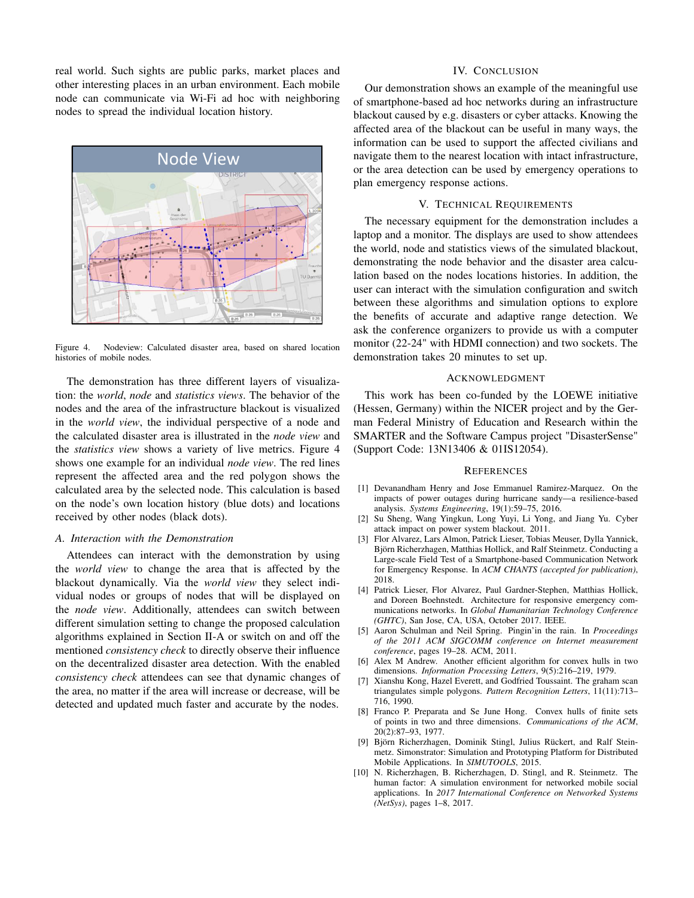real world. Such sights are public parks, market places and other interesting places in an urban environment. Each mobile node can communicate via Wi-Fi ad hoc with neighboring nodes to spread the individual location history.

Figure 4. Nodeview: Calculated disaster area, based on shared location histories of mobile nodes.

The demonstration has three different layers of visualization: the *world*, *node* and *statistics views*. The behavior of the nodes and the area of the infrastructure blackout is visualized in the *world view*, the individual perspective of a node and the calculated disaster area is illustrated in the *node view* and the *statistics view* shows a variety of live metrics. Figure 4 shows one example for an individual *node view*. The red lines represent the affected area and the red polygon shows the calculated area by the selected node. This calculation is based on the node's own location history (blue dots) and locations received by other nodes (black dots).

### A. Interaction with the Demonstration

Attendees can interact with the demonstration by using the *world view* to change the area that is affected by the blackout dynamically. Via the *world view* they select individual nodes or groups of nodes that will be displayed on the *node view*. Additionally, attendees can switch between different simulation setting to change the proposed calculation algorithms explained in Section II-A or switch on and off the mentioned *consistency check* to directly observe their influence on the decentralized disaster area detection. With the enabled *consistency check* attendees can see that dynamic changes of the area, no matter if the area will increase or decrease, will be detected and updated much faster and accurate by the nodes.

## IV. Conclusion

Our demonstration shows an example of the meaningful use of smartphone-based ad hoc networks during an infrastructure blackout caused by e.g. disasters or cyber attacks. Knowing the affected area of the blackout can be useful in many ways, the information can be used to support the affected civilians and navigate them to the nearest location with intact infrastructure, or the area detection can be used by emergency operations to plan emergency response actions.

## V. Technical Requirements

The necessary equipment for the demonstration includes a laptop and a monitor. The displays are used to show attendees the world, node and statistics views of the simulated blackout, demonstrating the node behavior and the disaster area calculation based on the nodes locations histories. In addition, the user can interact with the simulation configuration and switch between these algorithms and simulation options to explore the benefits of accurate and adaptive range detection. We ask the conference organizers to provide us with a computer monitor (22-24" with HDMI connection) and two sockets. The demonstration takes 20 minutes to set up.

## Acknowledgment

This work has been co-funded by the LOEWE initiative (Hessen, Germany) within the NICER project and by the German Federal Ministry of Education and Research within the SMARTER and the Software Campus project "DisasterSense" (Support Code: 13N13406 & 01IS12054).

## References

[1] Devanandham Henry and Jose Emmanuel Ramirez-Marquez. On the impacts of power outages during hurricane sandy—a resilience-based analysis. *Systems Engineering*, 19(1):59–75, 2016.

[2] Su Sheng, Wang Yingkun, Long Yuyi, Li Yong, and Jiang Yu. Cyber attack impact on power system blackout. 2011.

[3] Flor Alvarez, Lars Almon, Patrick Lieser, Tobias Meuser, Dylla Yannick, Björn Richerzhagen, Matthias Hollick, and Ralf Steinmetz. Conducting a Large-scale Field Test of a Smartphone-based Communication Network for Emergency Response. In *ACM CHANTS (accepted for publication)*, 2018.

[4] Patrick Lieser, Flor Alvarez, Paul Gardner-Stephen, Matthias Hollick, and Doreen Boehnstedt. Architecture for responsive emergency communications networks. In *Global Humanitarian Technology Conference (GHTC)*, San Jose, CA, USA, October 2017. IEEE.

[5] Aaron Schulman and Neil Spring. Pingin'in the rain. In *Proceedings of the 2011 ACM SIGCOMM conference on Internet measurement conference*, pages 19–28. ACM, 2011.

[6] Alex M Andrew. Another efficient algorithm for convex hulls in two dimensions. *Information Processing Letters*, 9(5):216–219, 1979.

[7] Xianshu Kong, Hazel Everett, and Godfried Toussaint. The graham scan triangulates simple polygons. *Pattern Recognition Letters*, 11(11):713–716, 1990.

[8] Franco P. Preparata and Se June Hong. Convex hulls of finite sets of points in two and three dimensions. *Communications of the ACM*, 20(2):87–93, 1977.

[9] Björn Richerzhagen, Dominik Stingl, Julius Rückert, and Ralf Steinmetz. Simonstrator: Simulation and Prototyping Platform for Distributed Mobile Applications. In *SIMUTOOLS*, 2015.

[10] N. Richerzhagen, B. Richerzhagen, D. Stingl, and R. Steinmetz. The human factor: A simulation environment for networked mobile social applications. In *2017 International Conference on Networked Systems (NetSys)*, pages 1–8, 2017.